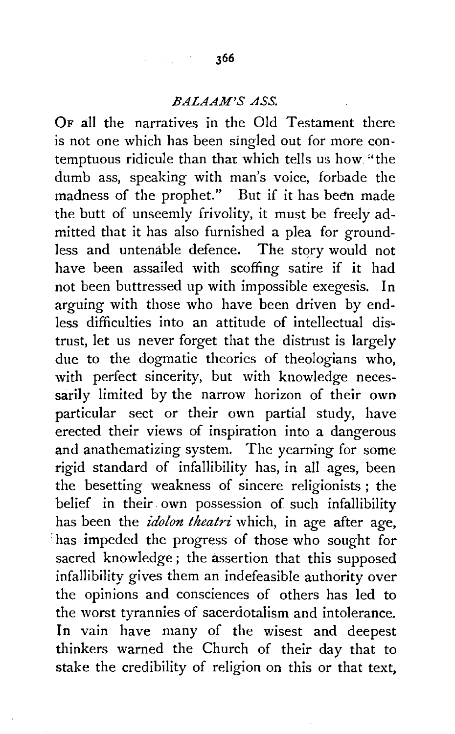## *BALAAM'S ASS.*

OF all the narratives in the Old Testament there is not one which has been singled out for more contemptuous ridicule than that which tells us how "the dumb ass, speaking with man's voice, forbade the madness of the prophet." But if it has been made the butt of unseemly frivolity, it must be freely admitted that it has also furnished a plea for groundless and untenable defence. The story would not have been assailed with scoffing satire if it had not been buttressed up with impossible exegesis. In arguing with those who have been driven by endless difficulties into an attitude of intellectual distrust, let us never forget that the distrust is largely due to the dogmatic theories of theologians who, with perfect sincerity, but with knowledge necessarily limited by the narrow horizon of their own particular sect or their own partial study, have erected their views of inspiration into a dangerous and anathematizing system. The yearning for some rigid standard of infallibility has, in all ages, been the besetting weakness of sincere religionists; the belief in their own possession of such infallibility has been the *idolon theatri* which, in age after age, has impeded the progress of those who sought for sacred knowledge; the assertion that this supposed infallibility gives them an indefeasible authority over the opinions and consciences of others has led to the worst tyrannies of sacerdotalism and intolerance. In vain have many of the wisest and deepest thinkers warned the Church of their day that to stake the credibility of religion on this or that text,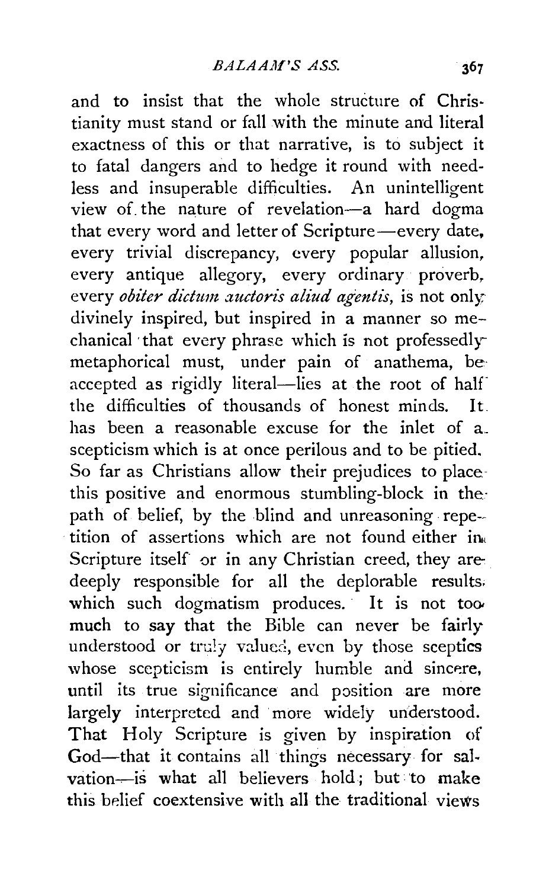and to insist that the whole structure of Christianity must stand or fall with the minute and literal exactness of this or that narrative, is to subject it to fatal dangers and to hedge it round with needless and insuperable difficulties. An unintelligent view of the nature of revelation—a hard dogma that every word and letter of Scripture—every date, every trivial discrepancy, every popular allusion, every antique allegory, every ordinary proverb, every *obiter dictum auctoris aliud agentis*, is not only divinely inspired, but inspired in a manner so mechanical that every phrase which is not professedly metaphorical must, under pain of anathema, be accepted as rigidly literal—lies at the root of half the difficulties of thousands of honest minds. It has been a reasonable excuse for the inlet of a scepticism which is at once perilous and to be pitied. So far as Christians allow their prejudices to place this positive and enormous stumbling-block in the path of belief, by the blind and unreasoning repetition of assertions which are not found either in Scripture itself or in any Christian creed, they are deeply responsible for all the deplorable results which such dogmatism produces. It is not too much to say that the Bible can never be fairly understood or truly valued, even by those sceptics whose scepticism is entirely humble and sincere, until its true significance and position are more largely interpreted and more widely understood. That Holy Scripture is given by inspiration of God—that it contains all things necessary for salvation—is what all believers hold; but to make this belief coextensive with all the traditional views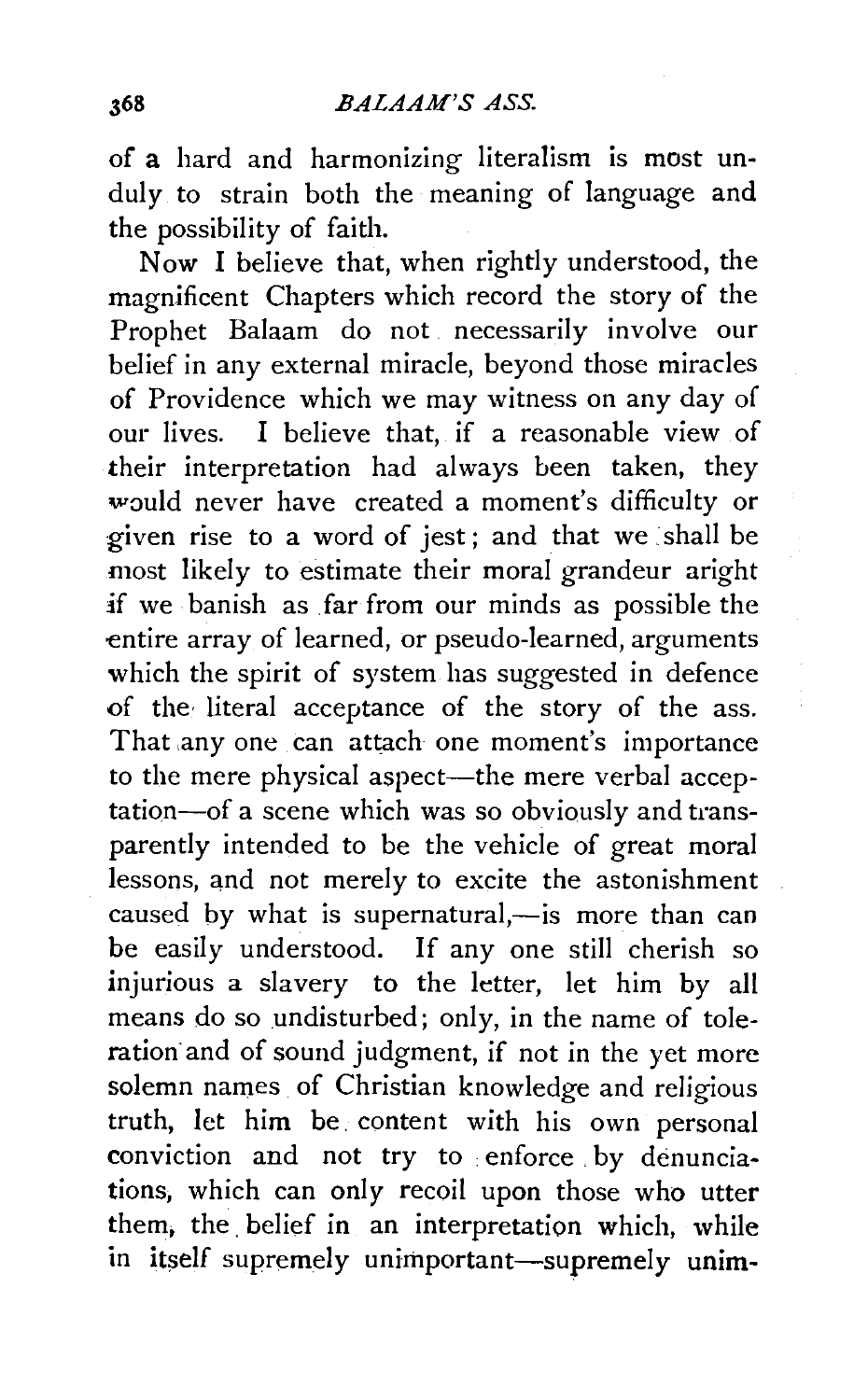of a hard and harmonizing literalism is most unduly to strain both the meaning of language and the possibility of faith.

Now I believe that, when rightly understood, the magnificent Chapters which record the story of the Prophet Balaam do not necessarily involve our belief in any external miracle, beyond those miracles of Providence which we may witness on any day of our lives. I believe that, if a reasonable view of their interpretation had always been taken, they would never have created a moment's difficulty or given rise to a word of jest; and that we shall be most likely to estimate their moral grandeur aright if we banish as far from our minds as possible the entire array of learned, or pseudo-learned, arguments which the spirit of system has suggested in defence of the literal acceptance of the story of the ass. That any one can attach one moment's importance to the mere physical aspect—the mere verbal acceptation—of a scene which was so obviously and transparently intended to be the vehicle of great moral lessons, and not merely to excite the astonishment caused by what is supernatural,—is more than can be easily understood. If any one still cherish so injurious a slavery to the letter, let him by all means do so undisturbed; only, in the name of toleration and of sound judgment, if not in the yet more solemn names of Christian knowledge and religious truth, let him be content with his own personal conviction and not try to enforce by denunciations, which can only recoil upon those who utter them, the belief in an interpretation which, while in itself supremely unimportant—supremely unim-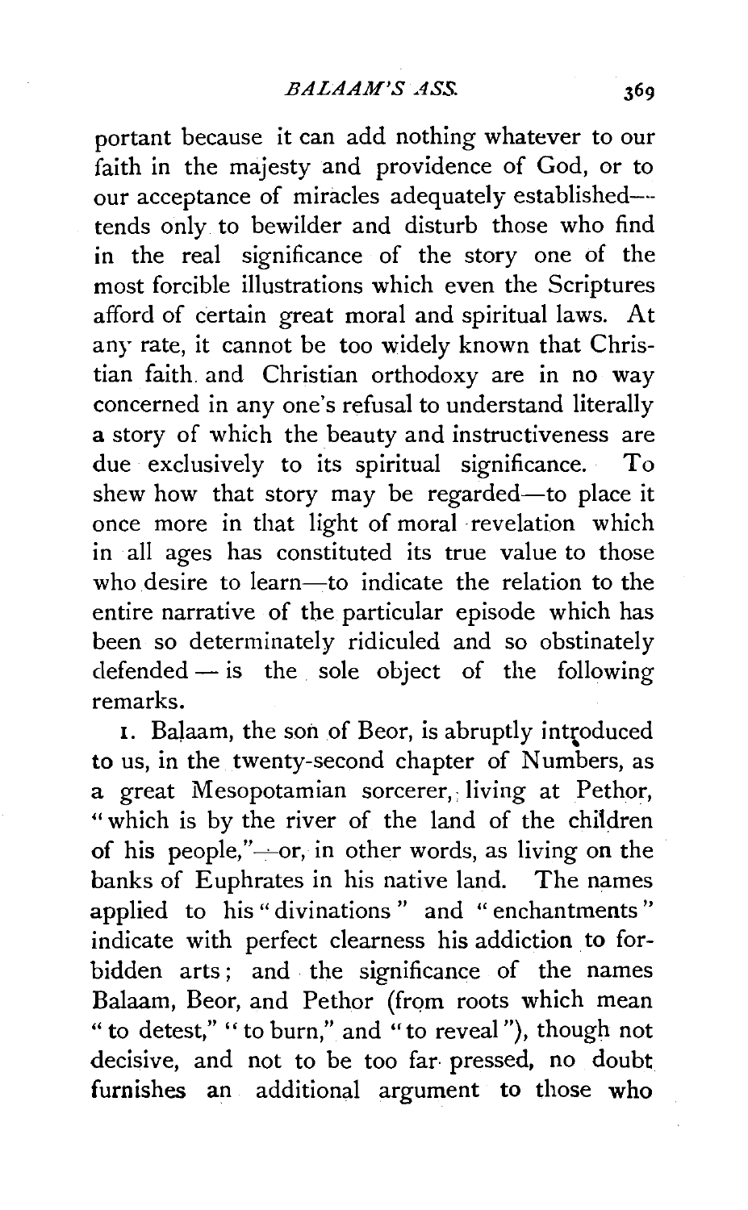portant because it can add nothing whatever to our faith in the majesty and providence of God, or to our acceptance of miracles adequately established—tends only to bewilder and disturb those who find in the real significance of the story one of the most forcible illustrations which even the Scriptures afford of certain great moral and spiritual laws. At any rate, it cannot be too widely known that Christian faith and Christian orthodoxy are in no way concerned in any one's refusal to understand literally a story of which the beauty and instructiveness are due exclusively to its spiritual significance. To shew how that story may be regarded—to place it once more in that light of moral revelation which in all ages has constituted its true value to those who desire to learn—to indicate the relation to the entire narrative of the particular episode which has been so determinately ridiculed and so obstinately defended — is the sole object of the following remarks.

1. Balaam, the son of Beor, is abruptly introduced to us, in the twenty-second chapter of Numbers, as a great Mesopotamian sorcerer, living at Pethor, "which is by the river of the land of the children of his people,"—or, in other words, as living on the banks of Euphrates in his native land. The names applied to his "divinations" and "enchantments" indicate with perfect clearness his addiction to forbidden arts; and the significance of the names Balaam, Beor, and Pethor (from roots which mean "to detest," "to burn," and "to reveal"), though not decisive, and not to be too far pressed, no doubt furnishes an additional argument to those who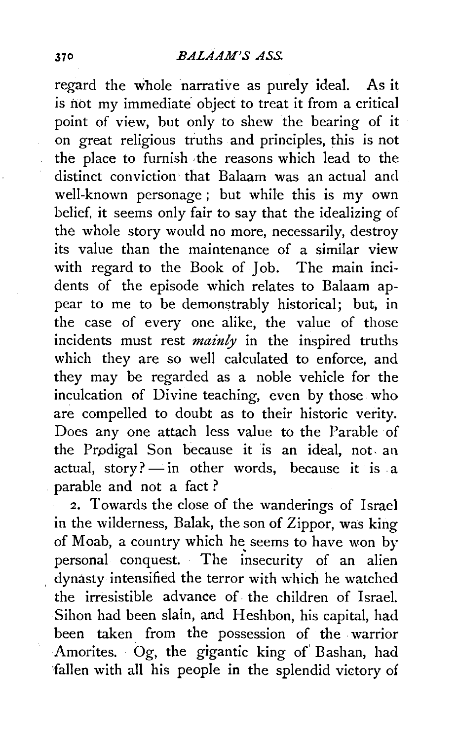regard the whole narrative as purely ideal. As it is not my immediate object to treat it from a critical point of view, but only to shew the bearing of it on great religious truths and principles, this is not the place to furnish the reasons which lead to the distinct conviction that Balaam was an actual and well-known personage; but while this is my own belief, it seems only fair to say that the idealizing of the whole story would no more, necessarily, destroy its value than the maintenance of a similar view with regard to the Book of Job. The main incidents of the episode which relates to Balaam appear to me to be demonstrably historical; but, in the case of every one alike, the value of those incidents must rest *mainly* in the inspired truths which they are so well calculated to enforce, and they may be regarded as a noble vehicle for the inculcation of Divine teaching, even by those who are compelled to doubt as to their historic verity. Does any one attach less value to the Parable of the Prodigal Son because it is an ideal, not an actual, story? — in other words, because it is a parable and not a fact?

2. Towards the close of the wanderings of Israel in the wilderness, Balak, the son of Zippor, was king of Moab, a country which he seems to have won by personal conquest. The insecurity of an alien dynasty intensified the terror with which he watched the irresistible advance of the children of Israel. Sihon had been slain, and Heshbon, his capital, had been taken from the possession of the warrior Amorites. Og, the gigantic king of Bashan, had fallen with all his people in the splendid victory of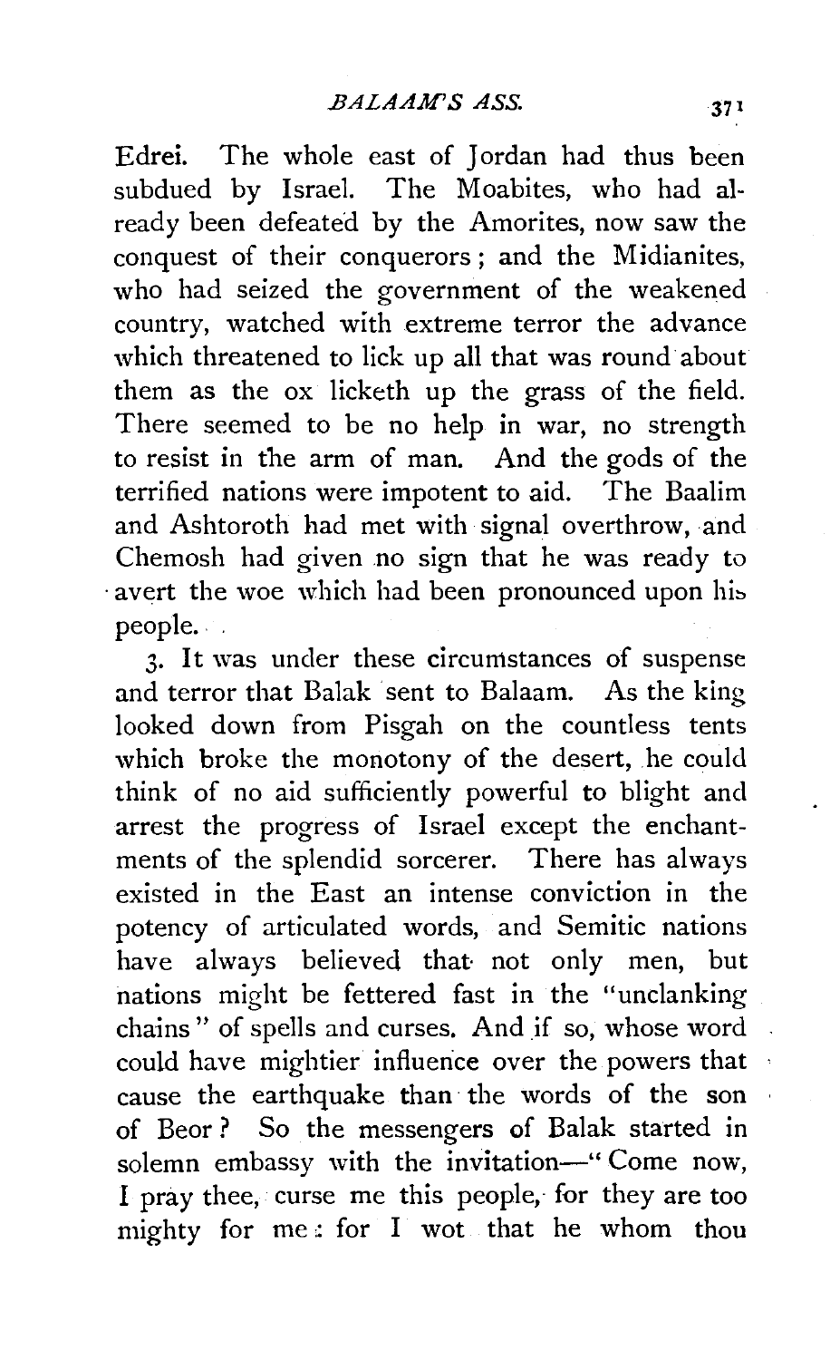Edrei. The whole east of Jordan had thus been subdued by Israel. The Moabites, who had already been defeated by the Amorites, now saw the conquest of their conquerors; and the Midianites, who had seized the government of the weakened country, watched with extreme terror the advance which threatened to lick up all that was round about them as the ox licketh up the grass of the field. There seemed to be no help in war, no strength to resist in the arm of man. And the gods of the terrified nations were impotent to aid. The Baalim and Ashtoroth had met with signal overthrow, and Chemosh had given no sign that he was ready to avert the woe which had been pronounced upon his people.

3. It was under these circumstances of suspense and terror that Balak sent to Balaam. As the king looked down from Pisgah on the countless tents which broke the monotony of the desert, he could think of no aid sufficiently powerful to blight and arrest the progress of Israel except the enchantments of the splendid sorcerer. There has always existed in the East an intense conviction in the potency of articulated words, and Semitic nations have always believed that not only men, but nations might be fettered fast in the "unclanking chains" of spells and curses. And if so, whose word could have mightier influence over the powers that cause the earthquake than the words of the son of Beor? So the messengers of Balak started in solemn embassy with the invitation—"Come now, I pray thee, curse me this people, for they are too mighty for me: for I wot that he whom thou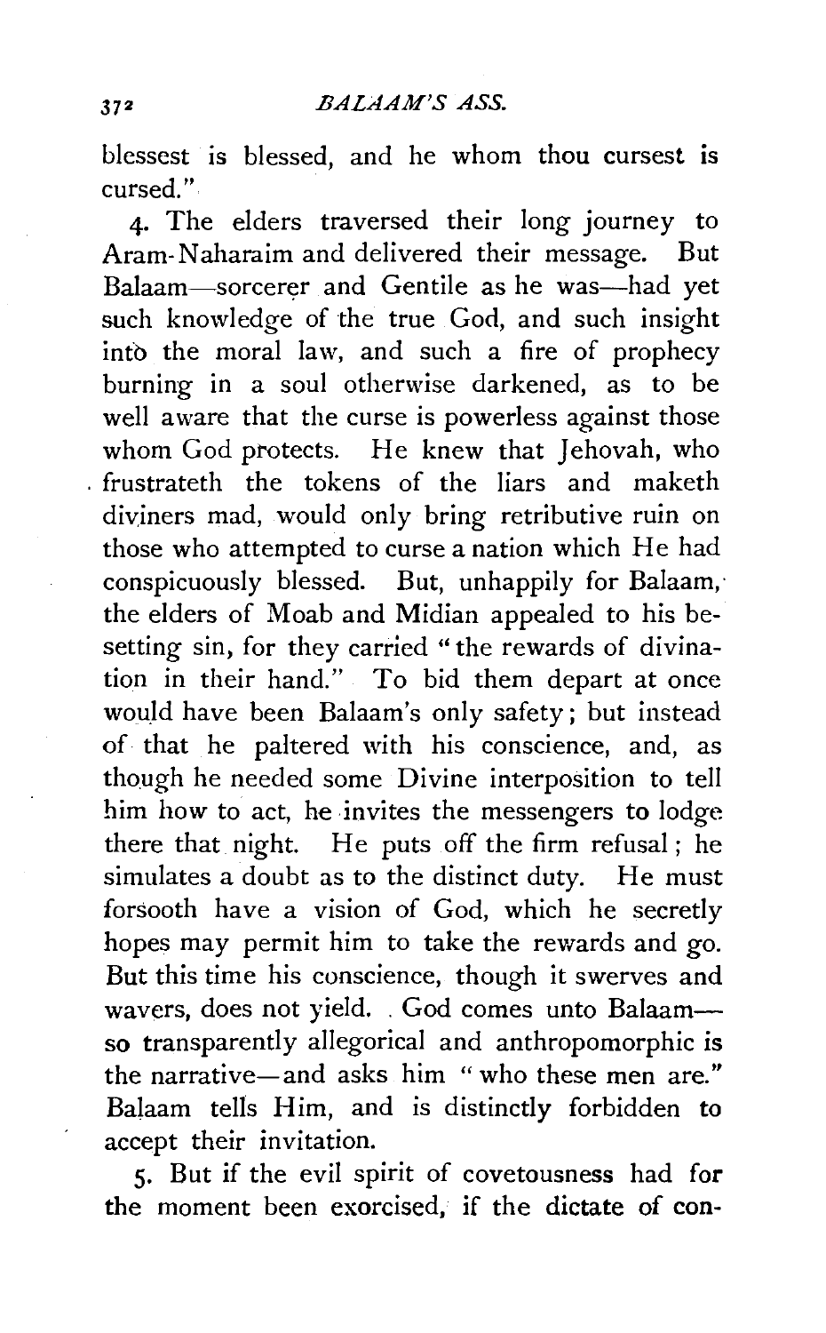blessest is blessed, and he whom thou cursest is cursed."

4. The elders traversed their long journey to Aram-Naharaim and delivered their message. But Balaam—sorcerer and Gentile as he was—had yet such knowledge of the true God, and such insight into the moral law, and such a fire of prophecy burning in a soul otherwise darkened, as to be well aware that the curse is powerless against those whom God protects. He knew that Jehovah, who frustrateth the tokens of the liars and maketh diviners mad, would only bring retributive ruin on those who attempted to curse a nation which He had conspicuously blessed. But, unhappily for Balaam, the elders of Moab and Midian appealed to his besetting sin, for they carried "the rewards of divination in their hand." To bid them depart at once would have been Balaam's only safety; but instead of that he paltered with his conscience, and, as though he needed some Divine interposition to tell him how to act, he invites the messengers to lodge there that night. He puts off the firm refusal; he simulates a doubt as to the distinct duty. He must forsooth have a vision of God, which he secretly hopes may permit him to take the rewards and go. But this time his conscience, though it swerves and wavers, does not yield. God comes unto Balaam—so transparently allegorical and anthropomorphic is the narrative—and asks him "who these men are." Balaam tells Him, and is distinctly forbidden to accept their invitation.

5. But if the evil spirit of covetousness had for the moment been exorcised, if the dictate of con-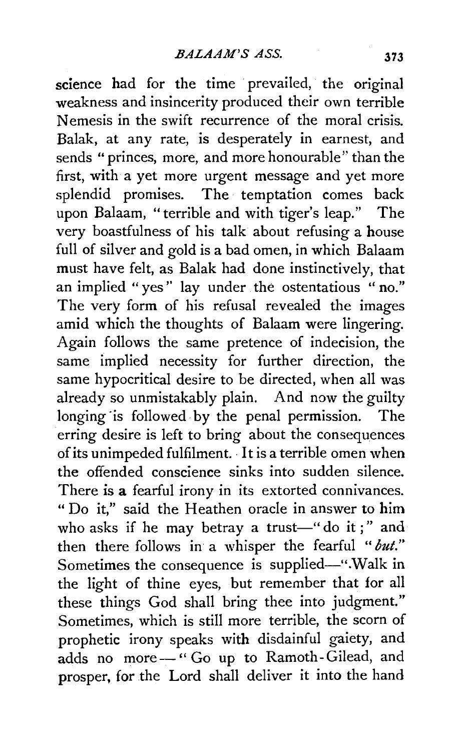science had for the time prevailed, the original weakness and insincerity produced their own terrible Nemesis in the swift recurrence of the moral crisis. Balak, at any rate, is desperately in earnest, and sends "princes, more, and more honourable" than the first, with a yet more urgent message and yet more splendid promises. The temptation comes back upon Balaam, "terrible and with tiger's leap." The very boastfulness of his talk about refusing a house full of silver and gold is a bad omen, in which Balaam must have felt, as Balak had done instinctively, that an implied "yes" lay under the ostentatious "no." The very form of his refusal revealed the images amid which the thoughts of Balaam were lingering. Again follows the same pretence of indecision, the same implied necessity for further direction, the same hypocritical desire to be directed, when all was already so unmistakably plain. And now the guilty longing is followed by the penal permission. The erring desire is left to bring about the consequences of its unimpeded fulfilment. It is a terrible omen when the offended conscience sinks into sudden silence. There is a fearful irony in its extorted connivances. "Do it," said the Heathen oracle in answer to him who asks if he may betray a trust—"do it;" and then there follows in a whisper the fearful "*but.*" Sometimes the consequence is supplied—"Walk in the light of thine eyes, but remember that for all these things God shall bring thee into judgment." Sometimes, which is still more terrible, the scorn of prophetic irony speaks with disdainful gaiety, and adds no more—"Go up to Ramoth-Gilead, and prosper, for the Lord shall deliver it into the hand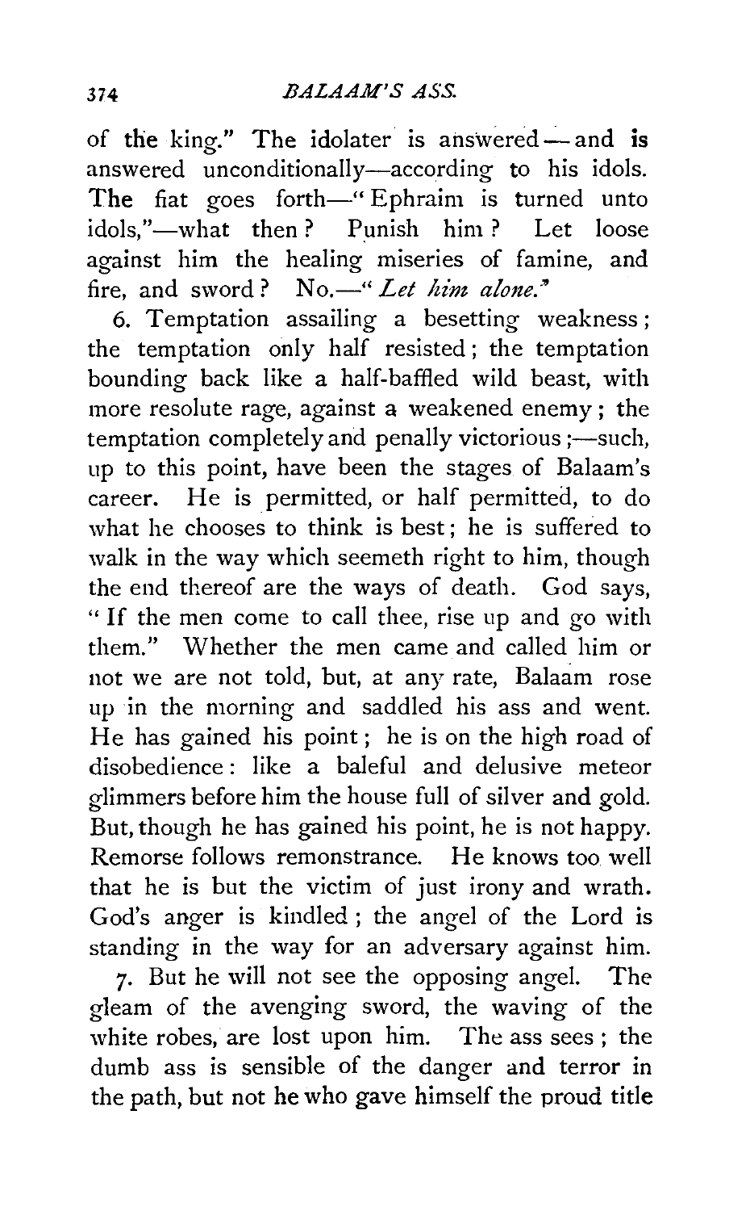of the king." The idolater is answered — and is answered unconditionally—according to his idols. The fiat goes forth—"Ephraim is turned unto idols,"—what then? Punish him? Let loose against him the healing miseries of famine, and fire, and sword? No.—"*Let him alone.*"

6. Temptation assailing a besetting weakness; the temptation only half resisted; the temptation bounding back like a half-baffled wild beast, with more resolute rage, against a weakened enemy; the temptation completely and penally victorious;—such, up to this point, have been the stages of Balaam's career. He is permitted, or half permitted, to do what he chooses to think is best; he is suffered to walk in the way which seemeth right to him, though the end thereof are the ways of death. God says, "If the men come to call thee, rise up and go with them." Whether the men came and called him or not we are not told, but, at any rate, Balaam rose up in the morning and saddled his ass and went. He has gained his point; he is on the high road of disobedience: like a baleful and delusive meteor glimmers before him the house full of silver and gold. But, though he has gained his point, he is not happy. Remorse follows remonstrance. He knows too well that he is but the victim of just irony and wrath. God's anger is kindled; the angel of the Lord is standing in the way for an adversary against him.

7. But he will not see the opposing angel. The gleam of the avenging sword, the waving of the white robes, are lost upon him. The ass sees; the dumb ass is sensible of the danger and terror in the path, but not he who gave himself the proud title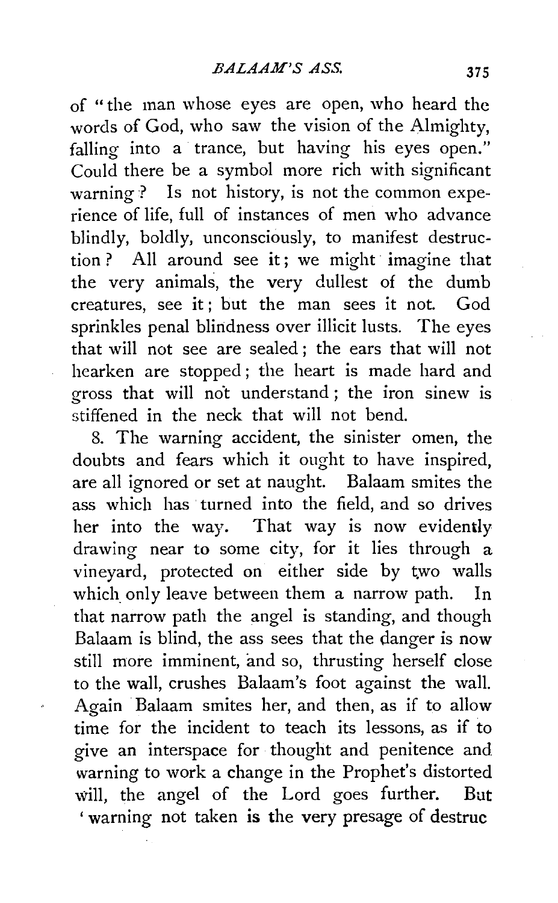of "the man whose eyes are open, who heard the words of God, who saw the vision of the Almighty, falling into a trance, but having his eyes open." Could there be a symbol more rich with significant warning? Is not history, is not the common experience of life, full of instances of men who advance blindly, boldly, unconsciously, to manifest destruction? All around see it; we might imagine that the very animals, the very dullest of the dumb creatures, see it; but the man sees it not. God sprinkles penal blindness over illicit lusts. The eyes that will not see are sealed; the ears that will not hearken are stopped; the heart is made hard and gross that will not understand; the iron sinew is stiffened in the neck that will not bend.

8. The warning accident, the sinister omen, the doubts and fears which it ought to have inspired, are all ignored or set at naught. Balaam smites the ass which has turned into the field, and so drives her into the way. That way is now evidently drawing near to some city, for it lies through a vineyard, protected on either side by two walls which only leave between them a narrow path. In that narrow path the angel is standing, and though Balaam is blind, the ass sees that the danger is now still more imminent, and so, thrusting herself close to the wall, crushes Balaam's foot against the wall. Again Balaam smites her, and then, as if to allow time for the incident to teach its lessons, as if to give an interspace for thought and penitence and warning to work a change in the Prophet's distorted will, the angel of the Lord goes further. But 'warning not taken is the very presage of destruc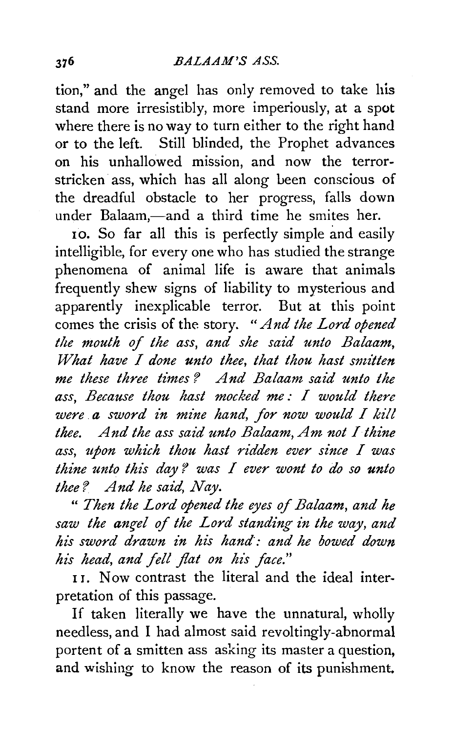tion," and the angel has only removed to take his stand more irresistibly, more imperiously, at a spot where there is no way to turn either to the right hand or to the left. Still blinded, the Prophet advances on his unhallowed mission, and now the terror-stricken ass, which has all along been conscious of the dreadful obstacle to her progress, falls down under Balaam,—and a third time he smites her.

10. So far all this is perfectly simple and easily intelligible, for every one who has studied the strange phenomena of animal life is aware that animals frequently shew signs of liability to mysterious and apparently inexplicable terror. But at this point comes the crisis of the story. "*And the Lord opened the mouth of the ass, and she said unto Balaam, What have I done unto thee, that thou hast smitten me these three times? And Balaam said unto the ass, Because thou hast mocked me: I would there were a sword in mine hand, for now would I kill thee. And the ass said unto Balaam, Am not I thine ass, upon which thou hast ridden ever since I was thine unto this day? was I ever wont to do so unto thee? And he said, Nay.*

"*Then the Lord opened the eyes of Balaam, and he saw the angel of the Lord standing in the way, and his sword drawn in his hand: and he bowed down his head, and fell flat on his face.*"

11. Now contrast the literal and the ideal interpretation of this passage.

If taken literally we have the unnatural, wholly needless, and I had almost said revoltingly-abnormal portent of a smitten ass asking its master a question, and wishing to know the reason of its punishment.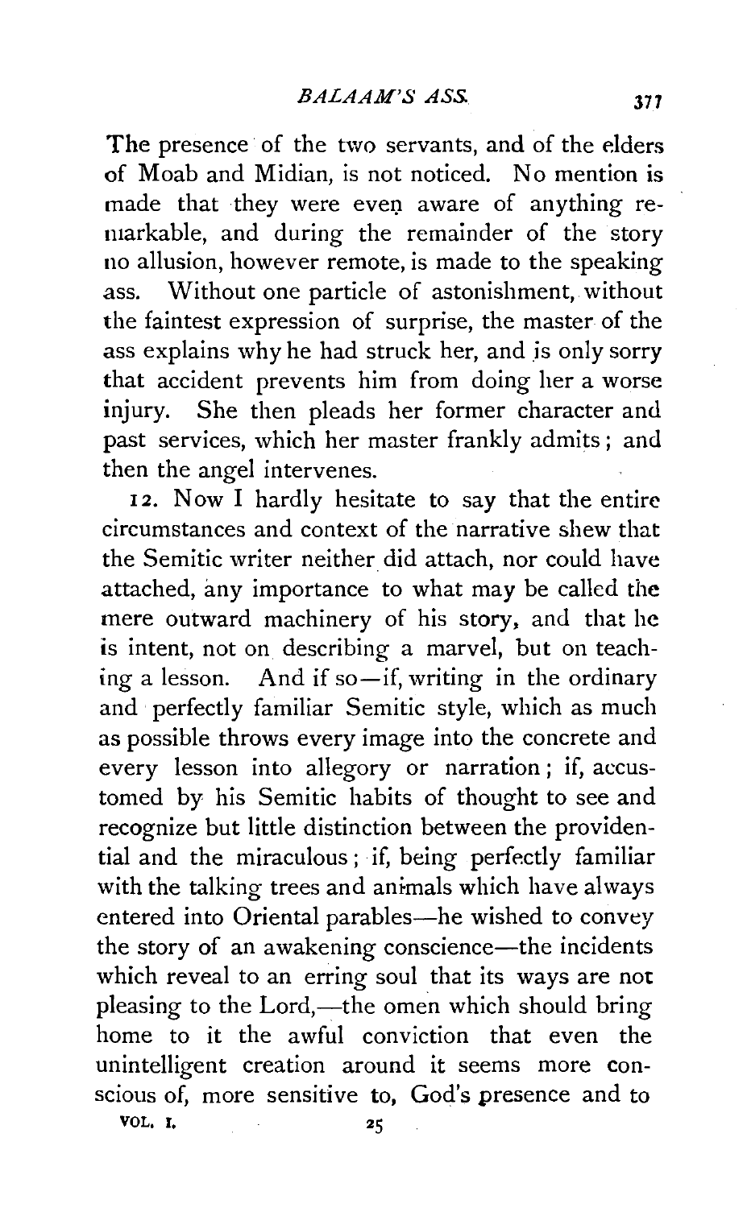The presence of the two servants, and of the elders of Moab and Midian, is not noticed. No mention is made that they were even aware of anything remarkable, and during the remainder of the story no allusion, however remote, is made to the speaking ass. Without one particle of astonishment, without the faintest expression of surprise, the master of the ass explains why he had struck her, and is only sorry that accident prevents him from doing her a worse injury. She then pleads her former character and past services, which her master frankly admits; and then the angel intervenes.

12. Now I hardly hesitate to say that the entire circumstances and context of the narrative shew that the Semitic writer neither did attach, nor could have attached, any importance to what may be called the mere outward machinery of his story, and that he is intent, not on describing a marvel, but on teaching a lesson. And if so—if, writing in the ordinary and perfectly familiar Semitic style, which as much as possible throws every image into the concrete and every lesson into allegory or narration; if, accustomed by his Semitic habits of thought to see and recognize but little distinction between the providential and the miraculous; if, being perfectly familiar with the talking trees and animals which have always entered into Oriental parables—he wished to convey the story of an awakening conscience—the incidents which reveal to an erring soul that its ways are not pleasing to the Lord,—the omen which should bring home to it the awful conviction that even the unintelligent creation around it seems more conscious of, more sensitive to, God's presence and to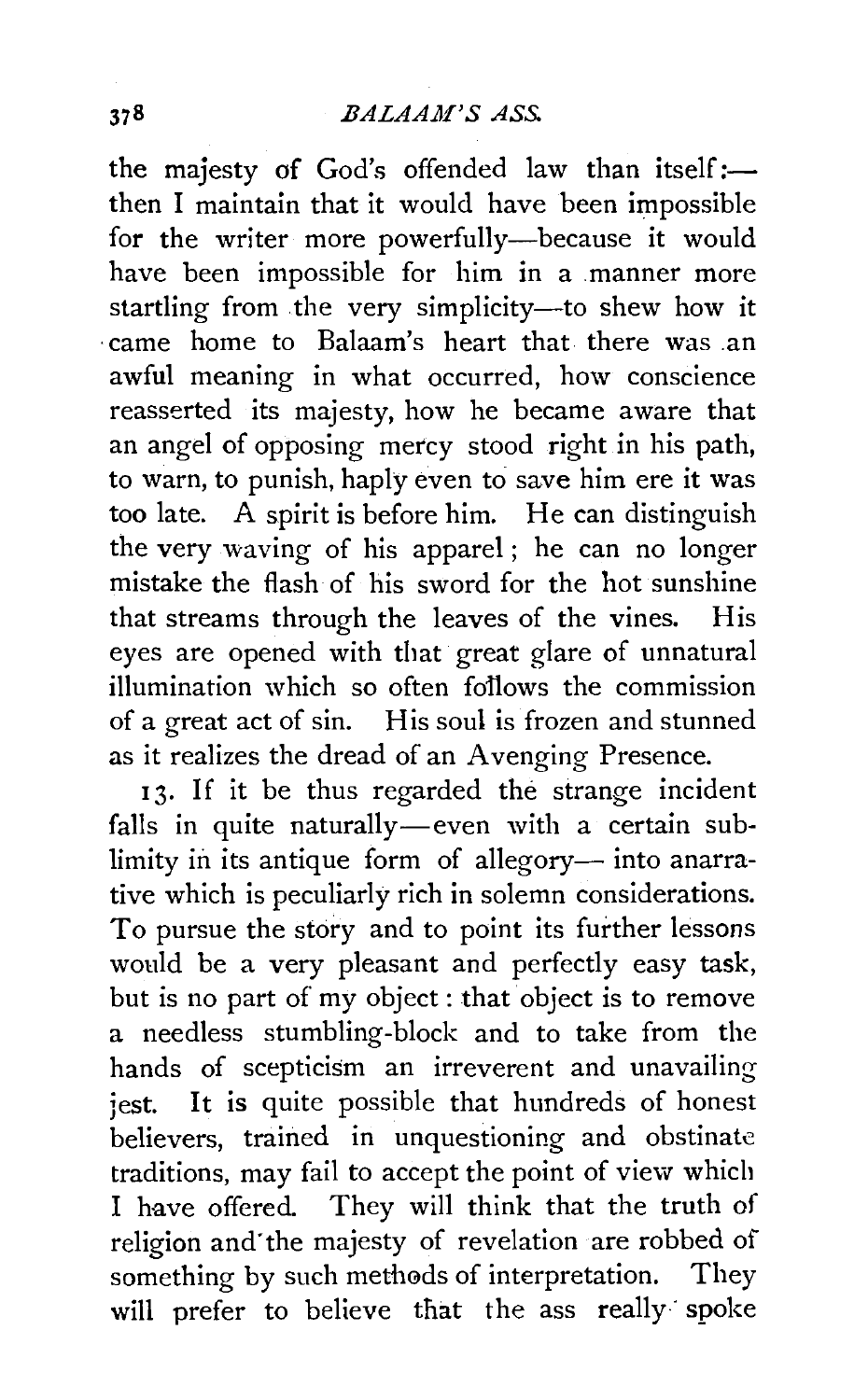the majesty of God's offended law than itself:—then I maintain that it would have been impossible for the writer more powerfully—because it would have been impossible for him in a manner more startling from the very simplicity—to shew how it came home to Balaam's heart that there was an awful meaning in what occurred, how conscience reasserted its majesty, how he became aware that an angel of opposing mercy stood right in his path, to warn, to punish, haply even to save him ere it was too late. A spirit is before him. He can distinguish the very waving of his apparel; he can no longer mistake the flash of his sword for the hot sunshine that streams through the leaves of the vines. His eyes are opened with that great glare of unnatural illumination which so often follows the commission of a great act of sin. His soul is frozen and stunned as it realizes the dread of an Avenging Presence.

13. If it be thus regarded the strange incident falls in quite naturally—even with a certain sublimity in its antique form of allegory— into anarrative which is peculiarly rich in solemn considerations. To pursue the story and to point its further lessons would be a very pleasant and perfectly easy task, but is no part of my object: that object is to remove a needless stumbling-block and to take from the hands of scepticism an irreverent and unavailing jest. It is quite possible that hundreds of honest believers, trained in unquestioning and obstinate traditions, may fail to accept the point of view which I have offered. They will think that the truth of religion and the majesty of revelation are robbed of something by such methods of interpretation. They will prefer to believe that the ass really spoke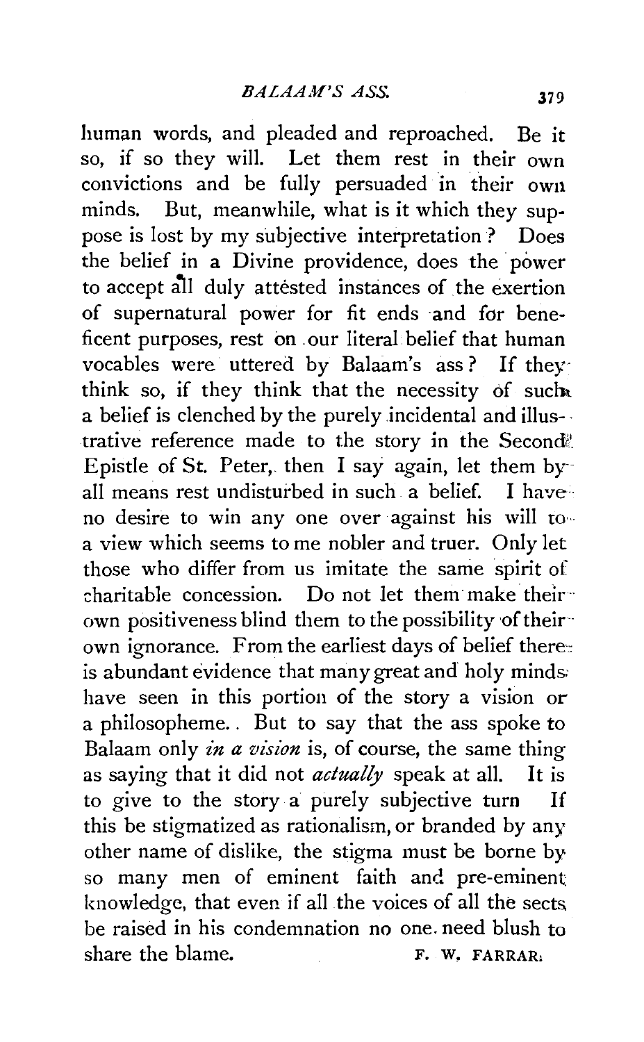human words, and pleaded and reproached. Be it so, if so they will. Let them rest in their own convictions and be fully persuaded in their own minds. But, meanwhile, what is it which they suppose is lost by my subjective interpretation? Does the belief in a Divine providence, does the power to accept all duly attested instances of the exertion of supernatural power for fit ends and for beneficent purposes, rest on our literal belief that human vocables were uttered by Balaam's ass? If they think so, if they think that the necessity of such a belief is clenched by the purely incidental and illustrative reference made to the story in the Second Epistle of St. Peter, then I say again, let them by all means rest undisturbed in such a belief. I have no desire to win any one over against his will to a view which seems to me nobler and truer. Only let those who differ from us imitate the same spirit of charitable concession. Do not let them make their own positiveness blind them to the possibility of their own ignorance. From the earliest days of belief there is abundant evidence that many great and holy minds have seen in this portion of the story a vision or a philosopheme. But to say that the ass spoke to Balaam only *in a vision* is, of course, the same thing as saying that it did not *actually* speak at all. It is to give to the story a purely subjective turn If this be stigmatized as rationalism, or branded by any other name of dislike, the stigma must be borne by so many men of eminent faith and pre-eminent knowledge, that even if all the voices of all the sects be raised in his condemnation no one need blush to share the blame.

F. W. FARRAR.